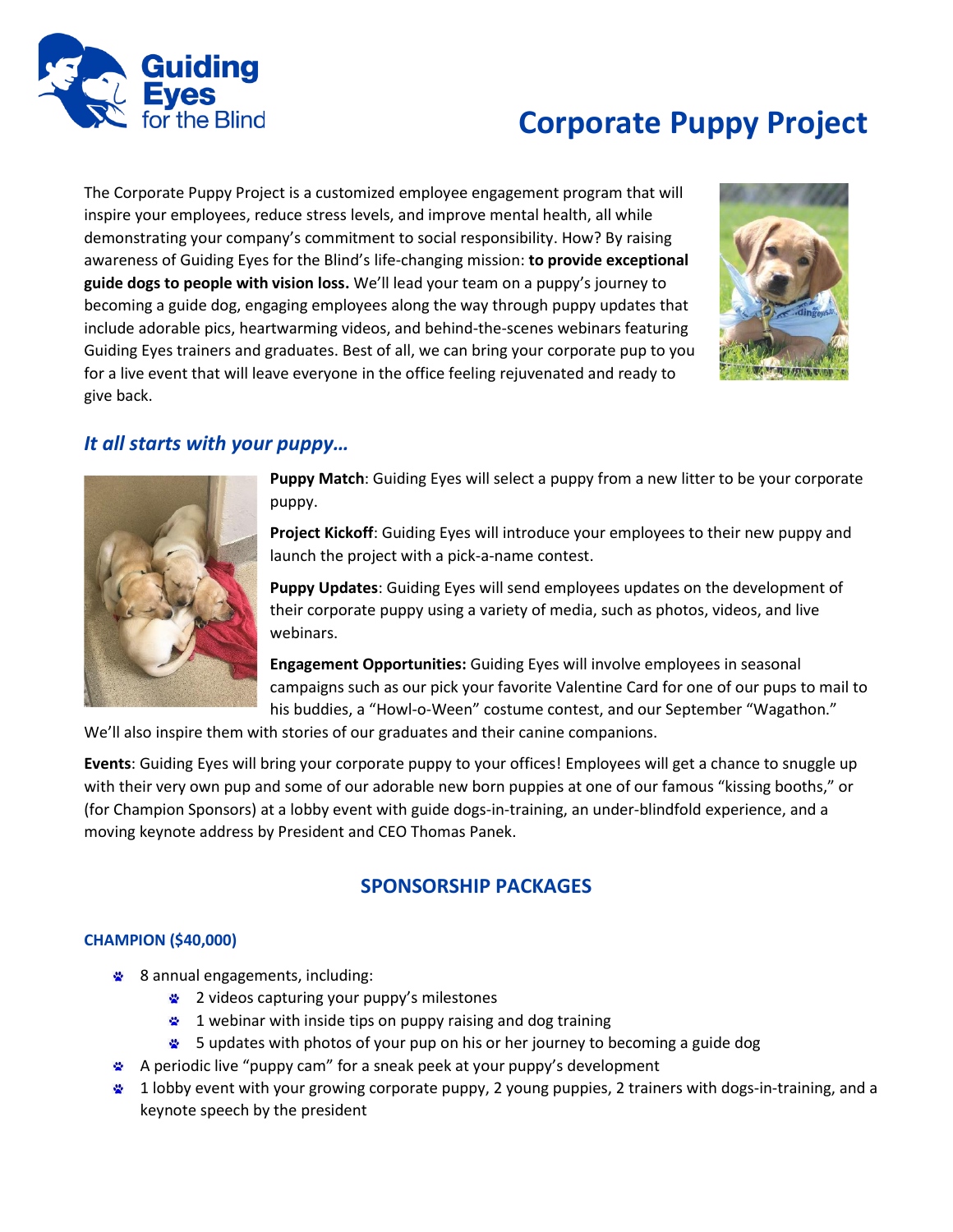# Corporate Puppy Project

The Corporate Puppy Project is a customized employee engagement program that will inspire your employees, reduce stress levels, and improve mental health, all while demonstrating your company's commitment to social responsibility. How? By raising awareness of Guiding Eyes for the Blind's life-changing mission: **to provide exceptional guide dogs to people with vision loss.** We'll lead your team on a puppy's journey to becoming a guide dog, engaging employees along the way through puppy updates that include adorable pics, heartwarming videos, and behind-the-scenes webinars featuring Guiding Eyes trainers and graduates. Best of all, we can bring your corporate pup to you for a live event that will leave everyone in the office feeling rejuvenated and ready to give back.

## *It all starts with your puppy…*

**Puppy Match**: Guiding Eyes will select a puppy from a new litter to be your corporate puppy.

**Project Kickoff**: Guiding Eyes will introduce your employees to their new puppy and launch the project with a pick-a-name contest.

**Puppy Updates**: Guiding Eyes will send employees updates on the development of their corporate puppy using a variety of media, such as photos, videos, and live webinars.

**Engagement Opportunities:** Guiding Eyes will involve employees in seasonal campaigns such as our pick your favorite Valentine Card for one of our pups to mail to his buddies, a "Howl-o-Ween" costume contest, and our September "Wagathon." We'll also inspire them with stories of our graduates and their canine companions.

**Events**: Guiding Eyes will bring your corporate puppy to your offices! Employees will get a chance to snuggle up with their very own pup and some of our adorable new born puppies at one of our famous "kissing booths," or (for Champion Sponsors) at a lobby event with guide dogs-in-training, an under-blindfold experience, and a moving keynote address by President and CEO Thomas Panek.

## SPONSORSHIP PACKAGES

### CHAMPION ($40,000)

- 8 annual engagements, including:
  - 2 videos capturing your puppy's milestones
  - 1 webinar with inside tips on puppy raising and dog training
  - 5 updates with photos of your pup on his or her journey to becoming a guide dog
- A periodic live "puppy cam" for a sneak peek at your puppy's development
- 1 lobby event with your growing corporate puppy, 2 young puppies, 2 trainers with dogs-in-training, and a keynote speech by the president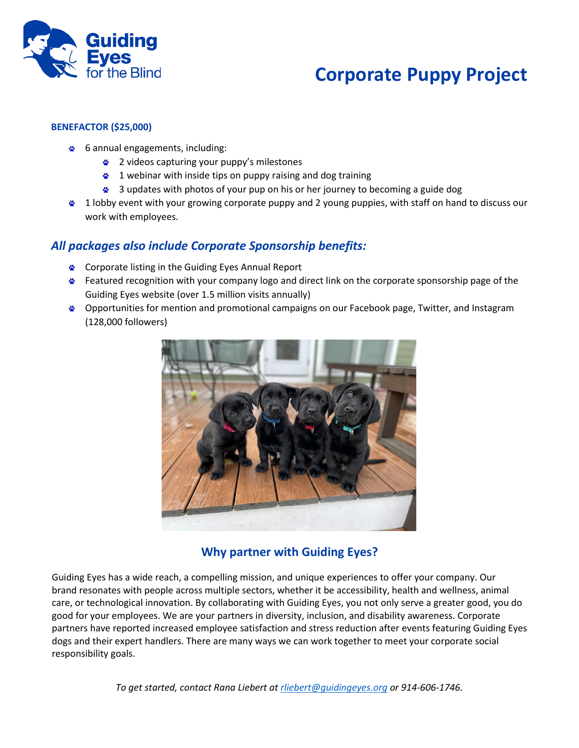# Corporate Puppy Project

**BENEFACTOR ($25,000)**

- 6 annual engagements, including:
  - 2 videos capturing your puppy's milestones
  - 1 webinar with inside tips on puppy raising and dog training
  - 3 updates with photos of your pup on his or her journey to becoming a guide dog
- 1 lobby event with your growing corporate puppy and 2 young puppies, with staff on hand to discuss our work with employees.

## *All packages also include Corporate Sponsorship benefits:*

- Corporate listing in the Guiding Eyes Annual Report
- Featured recognition with your company logo and direct link on the corporate sponsorship page of the Guiding Eyes website (over 1.5 million visits annually)
- Opportunities for mention and promotional campaigns on our Facebook page, Twitter, and Instagram (128,000 followers)

## Why partner with Guiding Eyes?

Guiding Eyes has a wide reach, a compelling mission, and unique experiences to offer your company. Our brand resonates with people across multiple sectors, whether it be accessibility, health and wellness, animal care, or technological innovation. By collaborating with Guiding Eyes, you not only serve a greater good, you do good for your employees. We are your partners in diversity, inclusion, and disability awareness. Corporate partners have reported increased employee satisfaction and stress reduction after events featuring Guiding Eyes dogs and their expert handlers. There are many ways we can work together to meet your corporate social responsibility goals.

*To get started, contact Rana Liebert at [rliebert@guidingeyes.org](mailto:rliebert@guidingeyes.org) or 914-606-1746.*